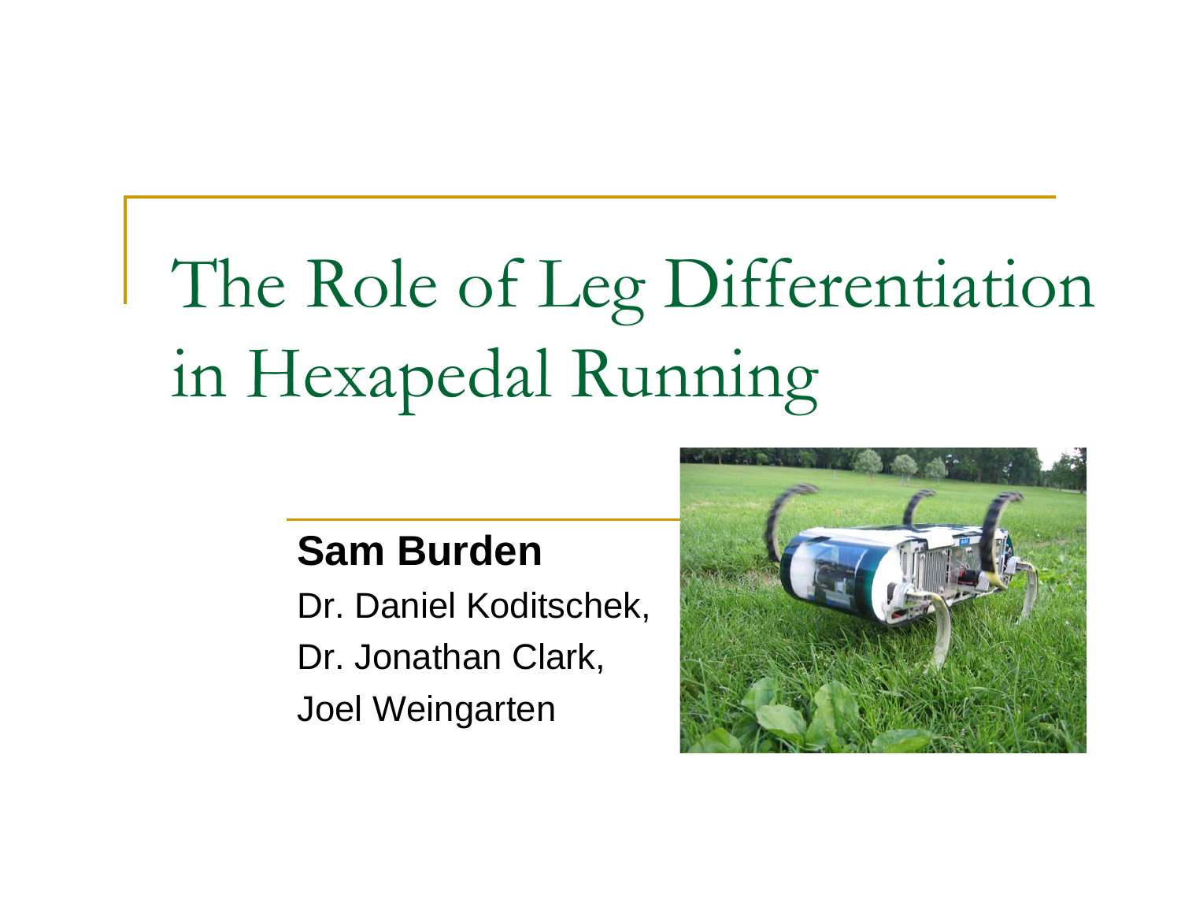# The Role of Leg Differentiation in Hexapedal Running

**Sam Burden**

Dr. Daniel Koditschek,

Dr. Jonathan Clark,

Joel Weingarten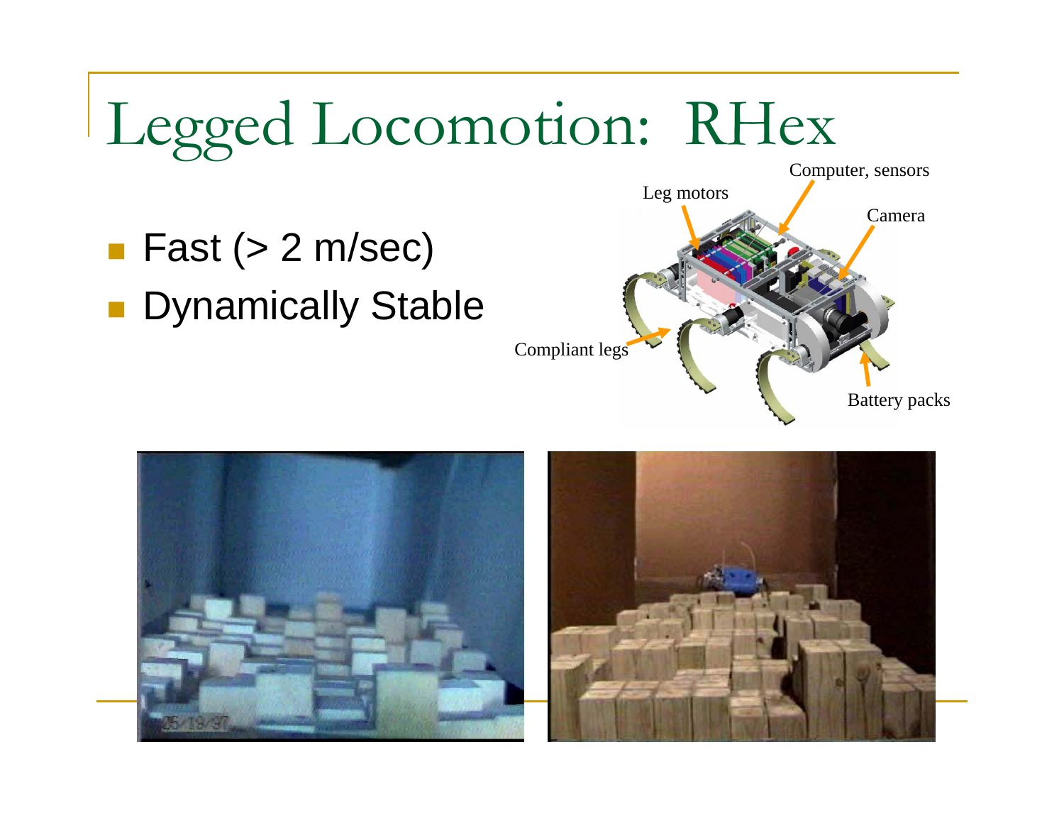# Legged Locomotion: RHex

- Fast (> 2 m/sec)
- Dynamically Stable

Leg motors

Computer, sensors

Camera

Compliant legs

Battery packs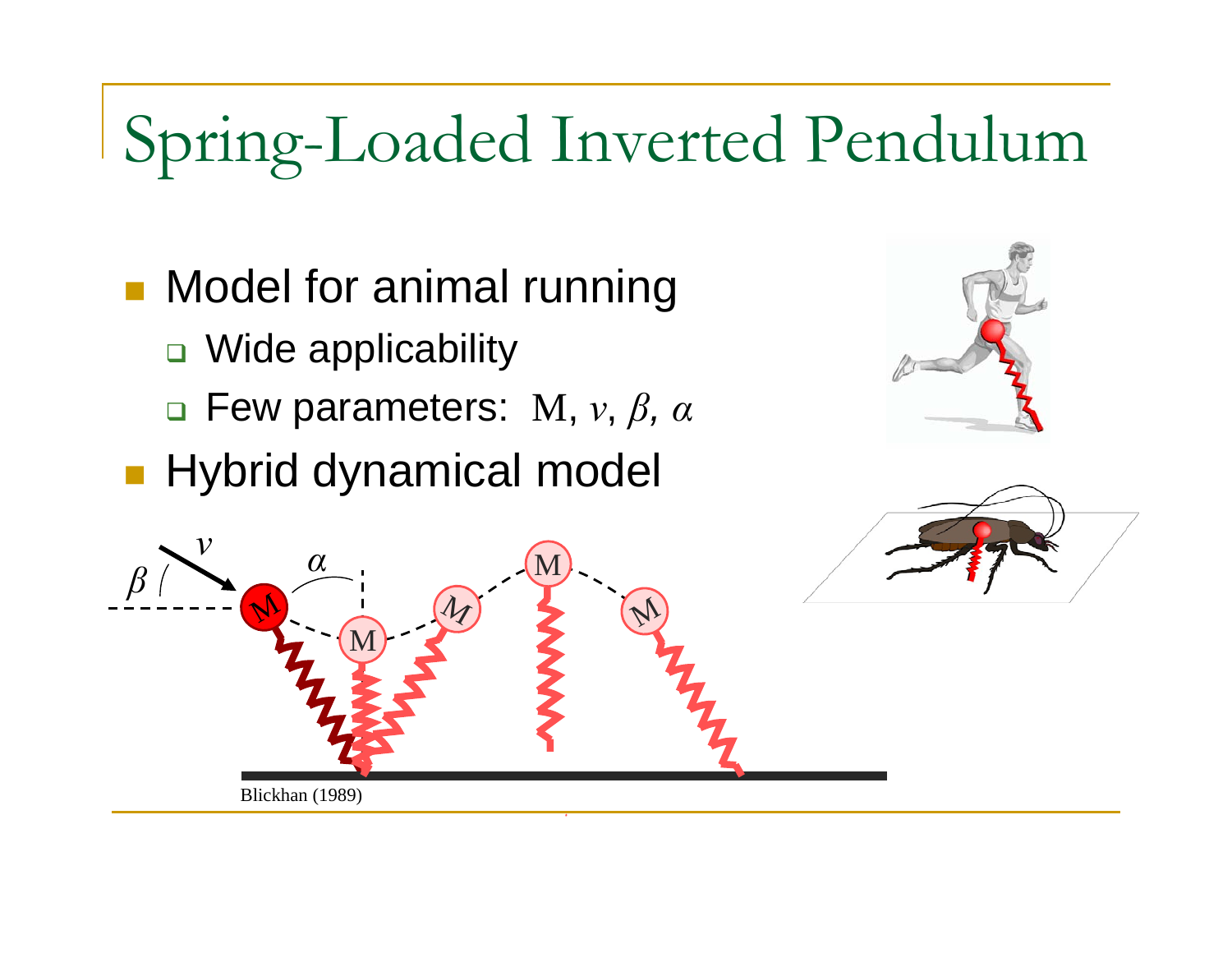# Spring-Loaded Inverted Pendulum

- Model for animal running
  - Wide applicability
  - Few parameters: M, $v$, $\beta$, $\alpha$
- Hybrid dynamical model

Blickhan (1989)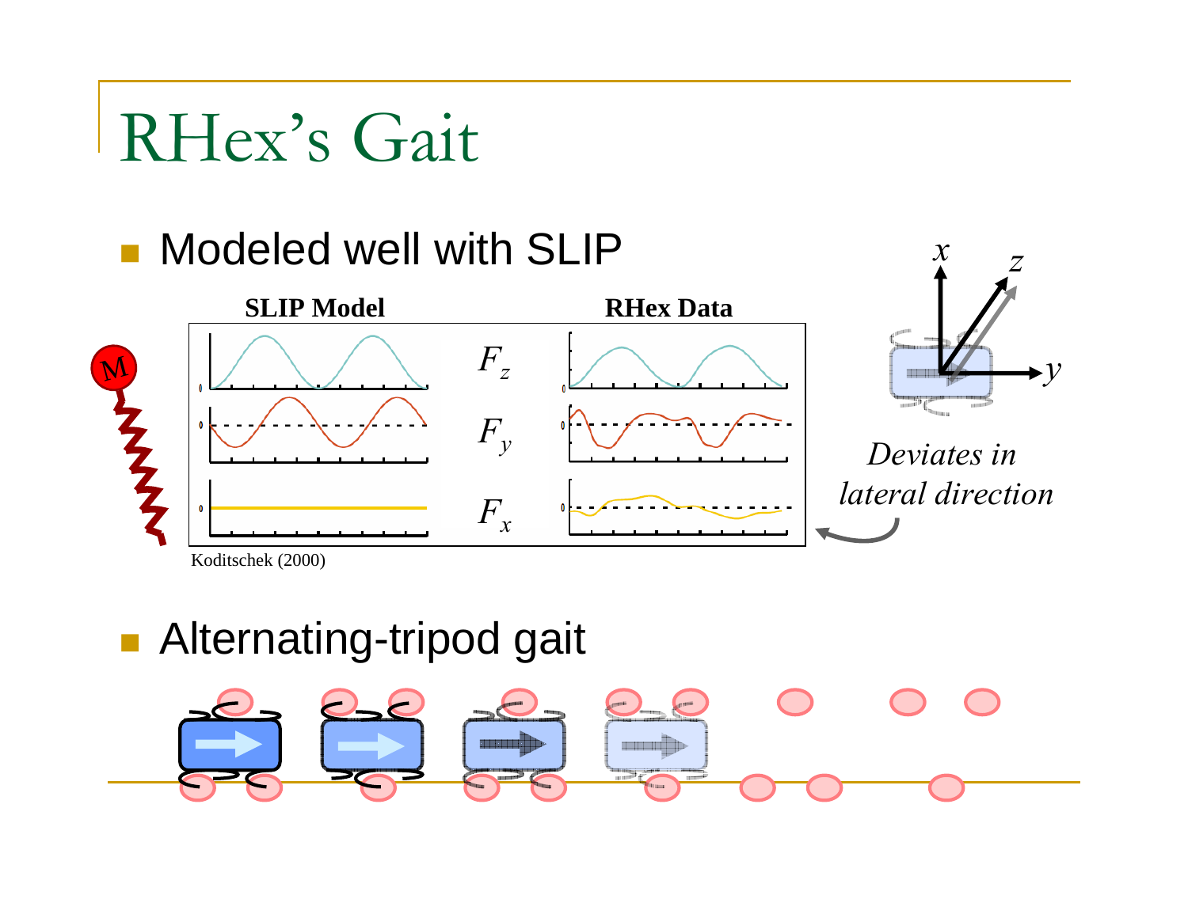# RHex's Gait

- Modeled well with SLIP

**SLIP Model** | **RHex Data**

$F_z$

$F_y$

$F_x$

Koditschek (2000)

*Deviates in lateral direction*

- Alternating-tripod gait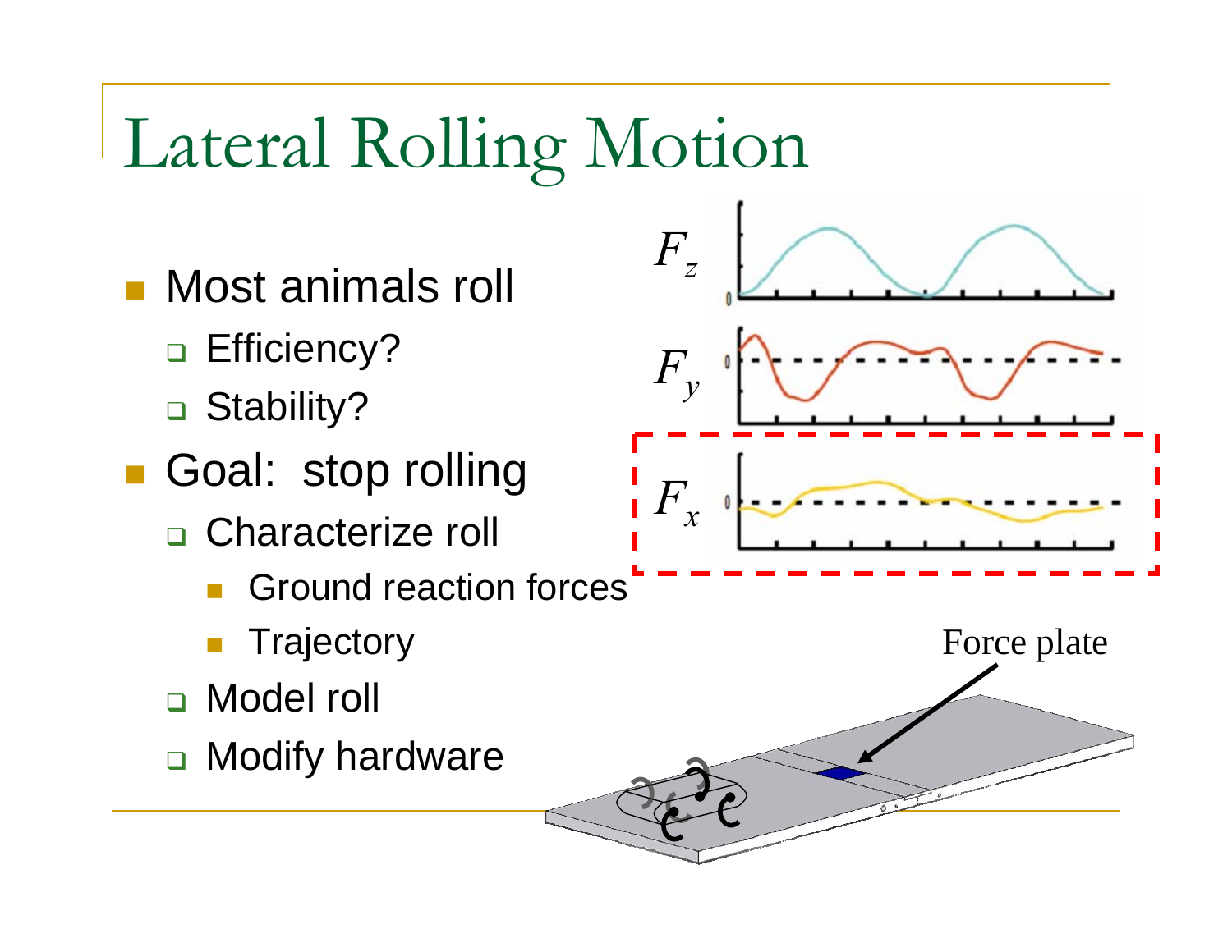# Lateral Rolling Motion

- Most animals roll
  - Efficiency?
  - Stability?
- Goal: stop rolling
  - Characterize roll
    - Ground reaction forces
    - Trajectory
  - Model roll
  - Modify hardware

$F_z$

$F_y$

$F_x$

Force plate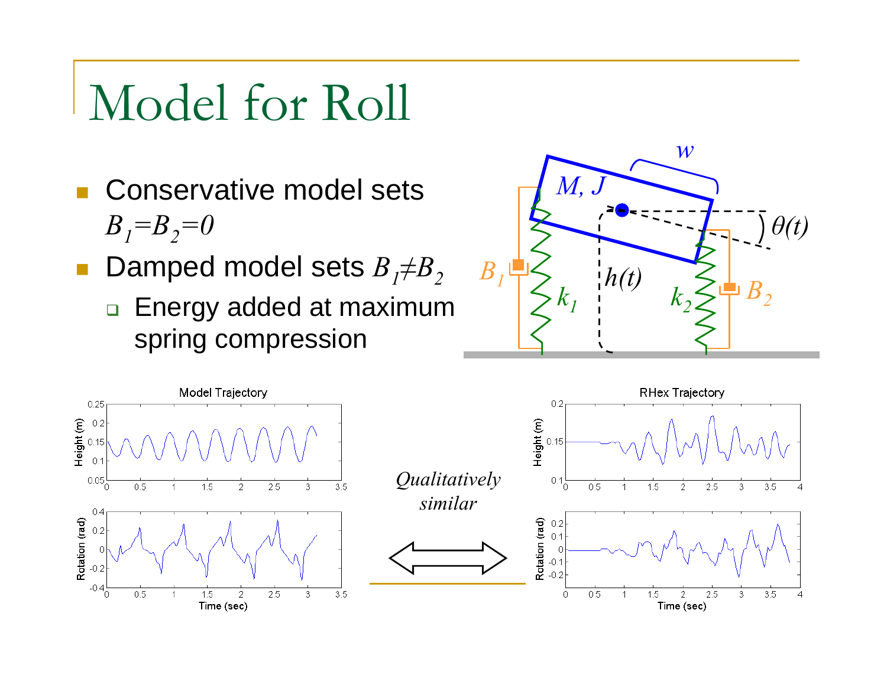# Model for Roll

- Conservative model sets $B_1 = B_2 = 0$
- Damped model sets $B_1 \neq B_2$
  - Energy added at maximum spring compression

*Qualitatively similar*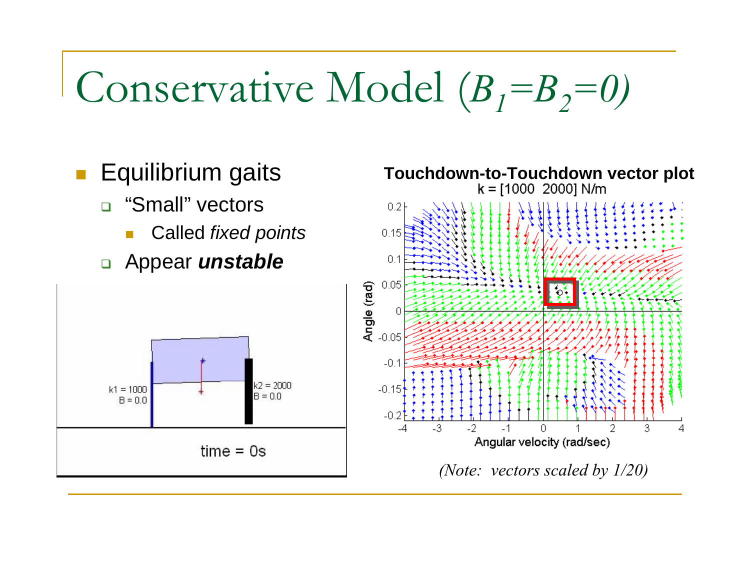# Conservative Model ($B_1 = B_2 = 0$)

- Equilibrium gaits
  - "Small" vectors
    - Called *fixed points*
  - Appear ***unstable***

**Touchdown-to-Touchdown vector plot**

k = [1000 2000] N/m

*(Note: vectors scaled by 1/20)*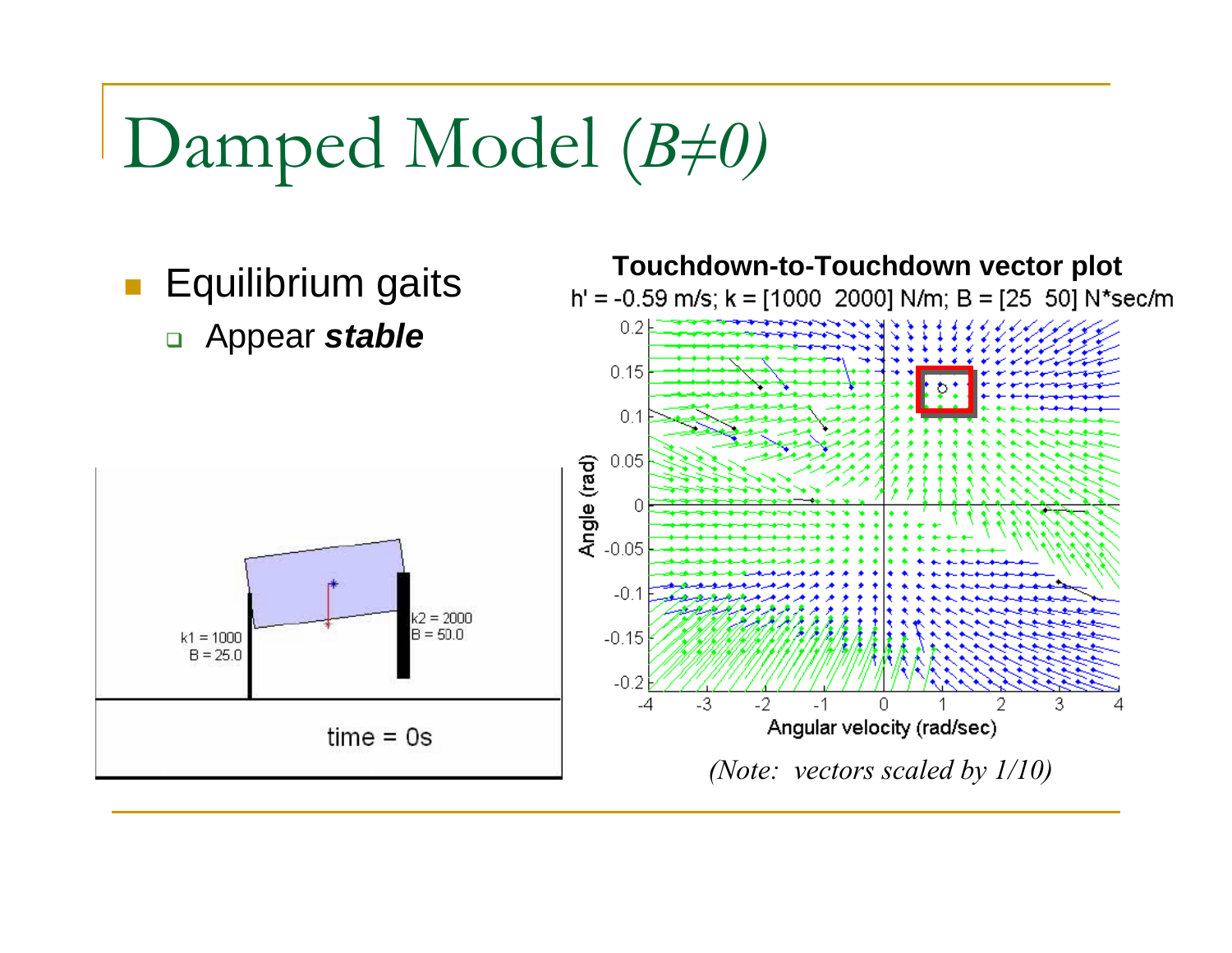# Damped Model *(B≠0)*

- Equilibrium gaits
  - Appear ***stable***

**Touchdown-to-Touchdown vector plot**

h' = -0.59 m/s; k = [1000  2000] N/m; B = [25  50] N*sec/m

*(Note: vectors scaled by 1/10)*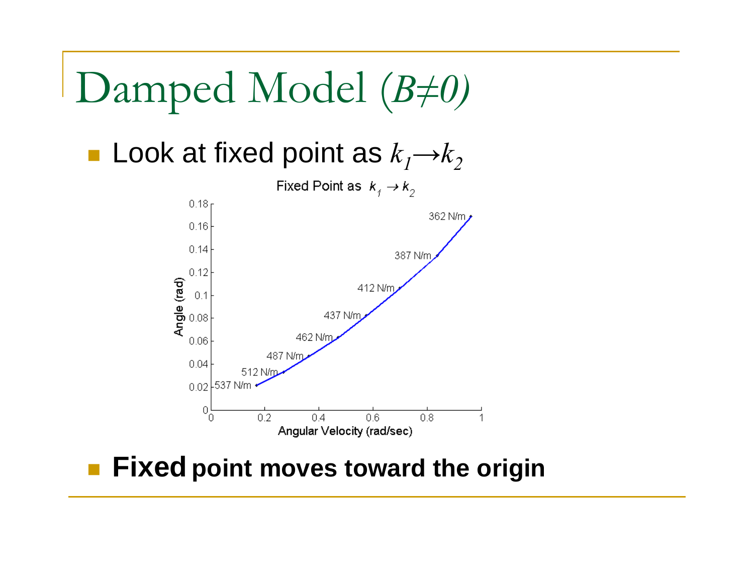# Damped Model (*B≠0)*

- Look at fixed point as $k_1 \rightarrow k_2$

- **Fixed point moves toward the origin**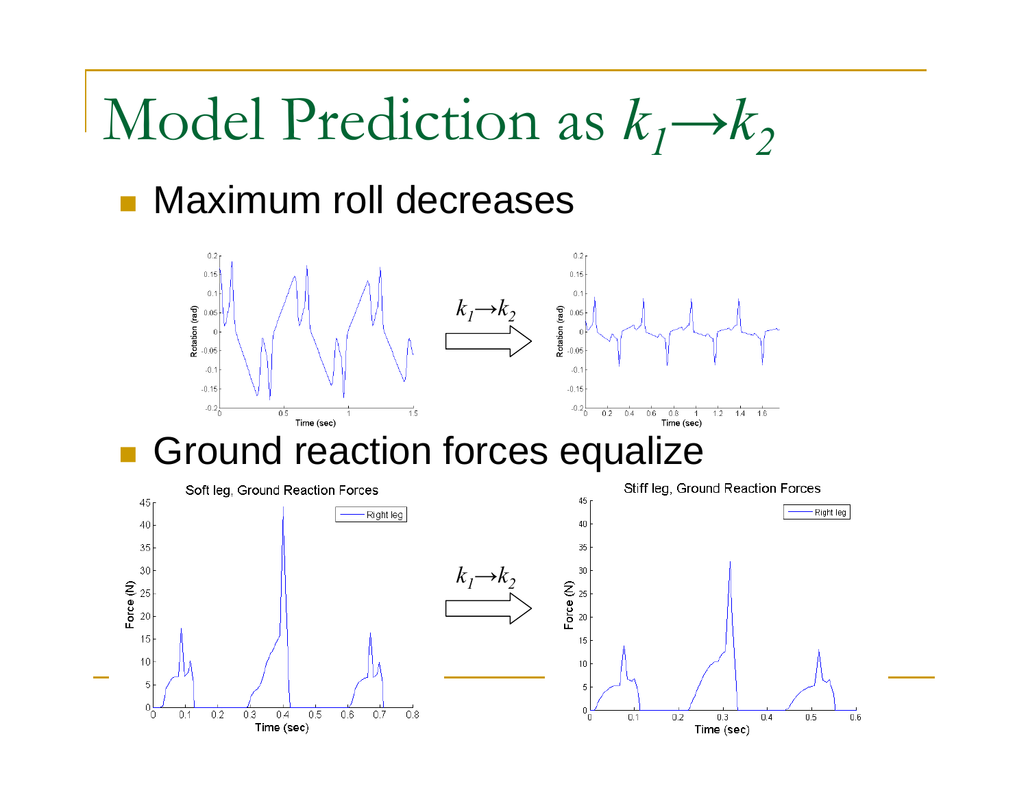# Model Prediction as $k_1 \rightarrow k_2$

- Maximum roll decreases

$k_1 \rightarrow k_2$

- Ground reaction forces equalize

$k_1 \rightarrow k_2$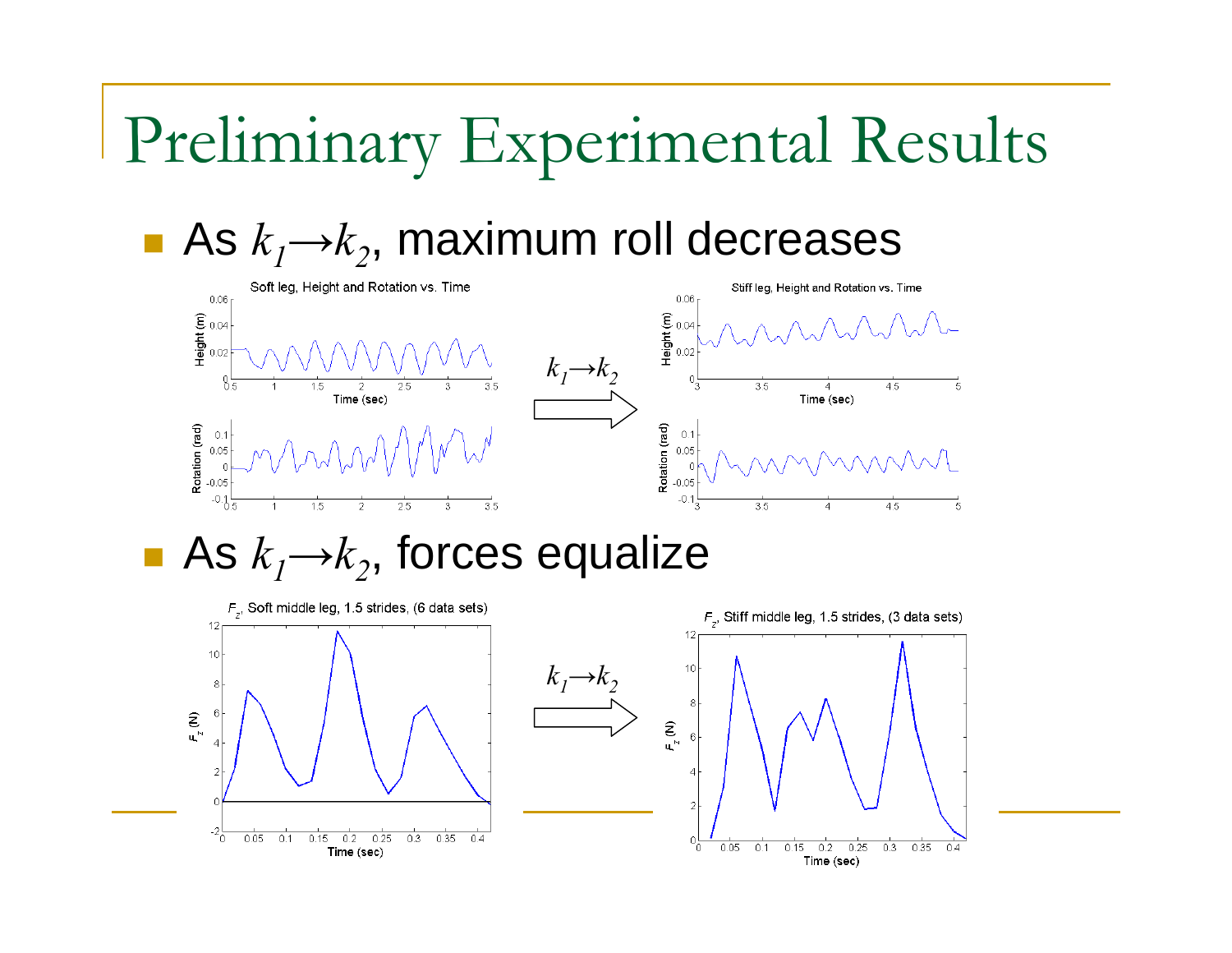# Preliminary Experimental Results

- As $k_1 \rightarrow k_2$, maximum roll decreases
- As $k_1 \rightarrow k_2$, forces equalize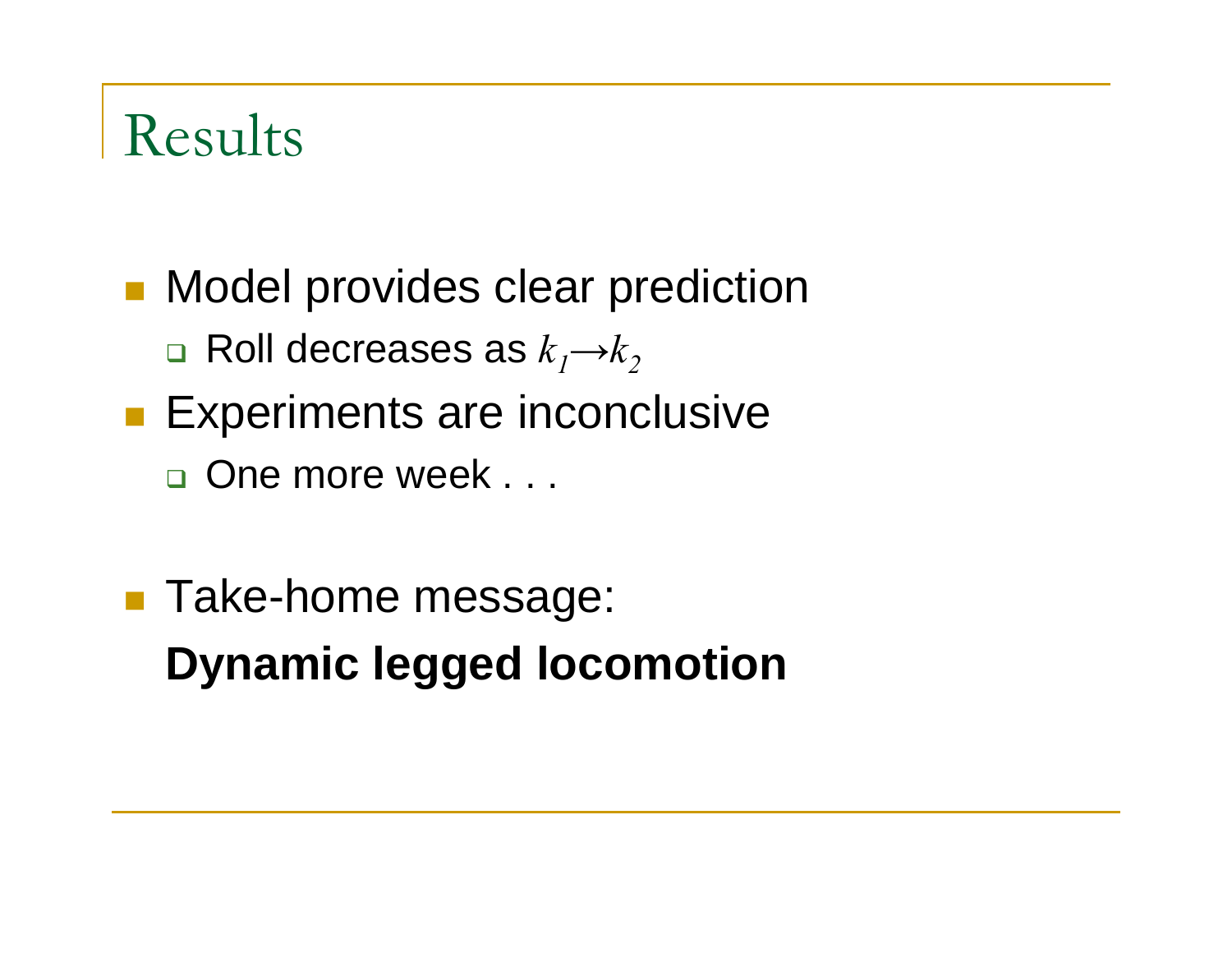# Results

- Model provides clear prediction
  - Roll decreases as $k_1 \rightarrow k_2$
- Experiments are inconclusive
  - One more week . . .

- Take-home message:
  **Dynamic legged locomotion**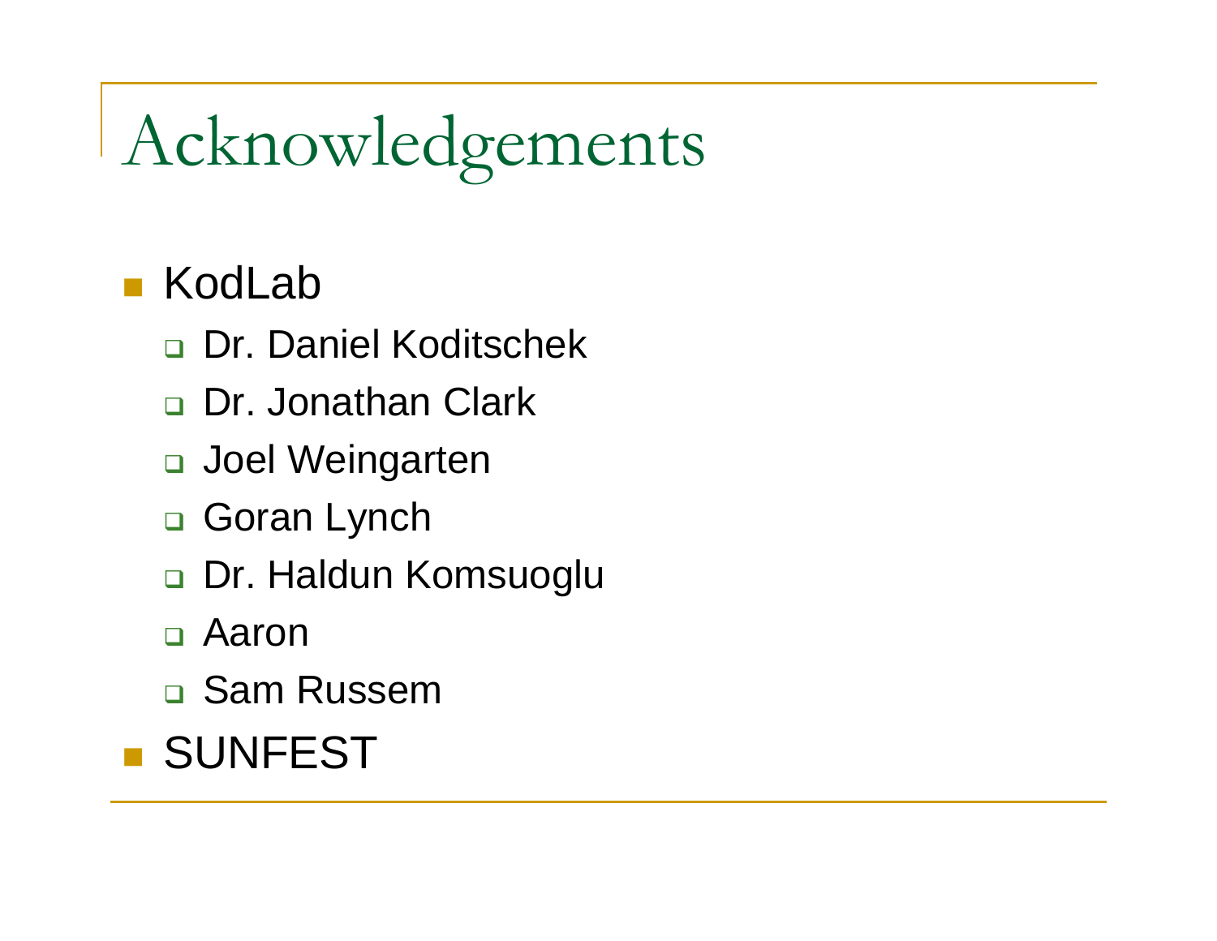# Acknowledgements

- KodLab
  - Dr. Daniel Koditschek
  - Dr. Jonathan Clark
  - Joel Weingarten
  - Goran Lynch
  - Dr. Haldun Komsuoglu
  - Aaron
  - Sam Russem
- SUNFEST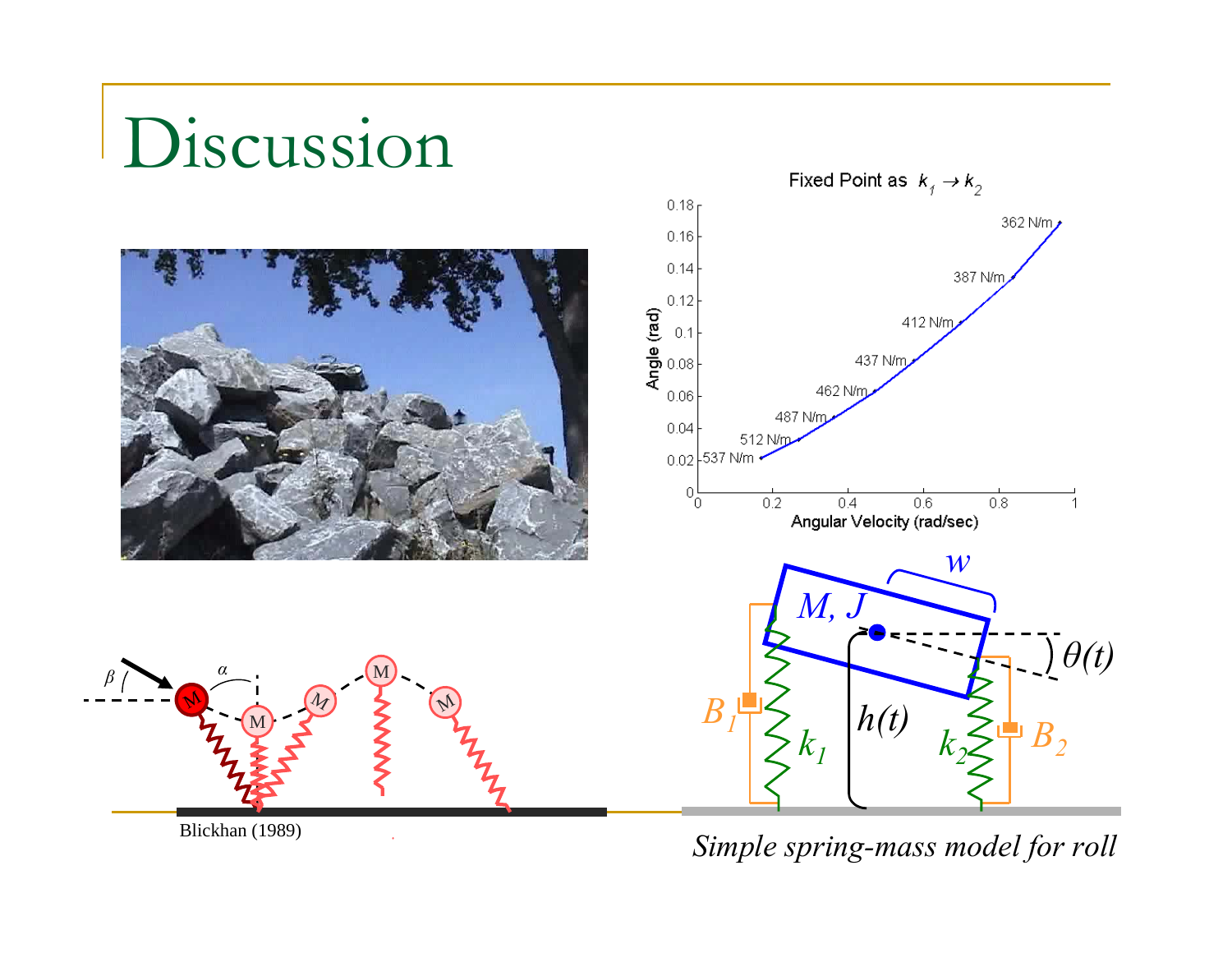# Discussion

Fixed Point as $k_1 \rightarrow k_2$

Angle (rad)

Angular Velocity (rad/sec)

0.18
0.16
0.14
0.12
0.1
0.08
0.06
0.04
0.02
0

0
0.2
0.4
0.6
0.8
1

362 N/m
387 N/m
412 N/m
437 N/m
462 N/m
487 N/m
512 N/m
537 N/m

$\beta$ $\alpha$ M M M M M

Blickhan (1989)

$w$ $M, J$ $\theta(t)$ $B_1$ $k_1$ $h(t)$ $k_2$ $B_2$

*Simple spring-mass model for roll*